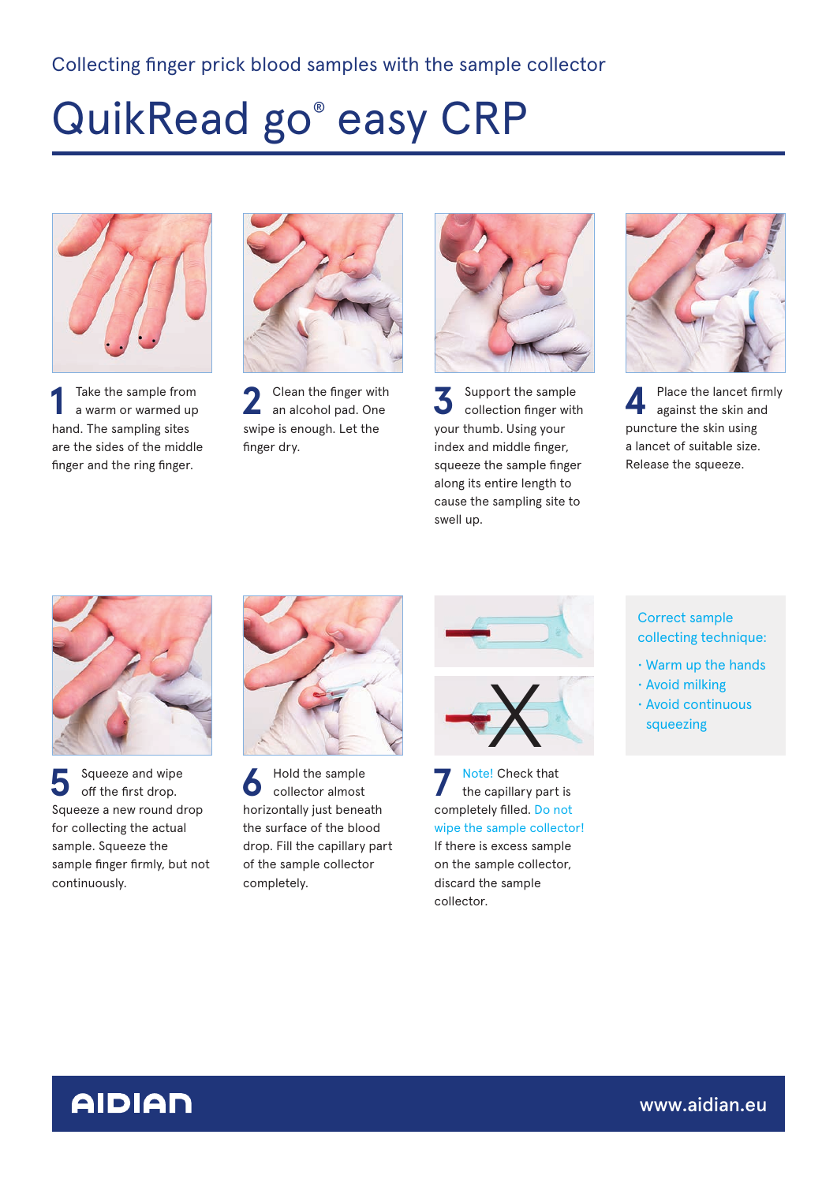Collecting finger prick blood samples with the sample collector

# QuikRead go® easy CRP

**1** Take the sample from a warm or warmed up hand. The sampling sites are the sides of the middle finger and the ring finger.

**2** Clean the finger with an alcohol pad. One swipe is enough. Let the finger dry.

**3** Support the sample collection finger with your thumb. Using your index and middle finger, squeeze the sample finger along its entire length to cause the sampling site to swell up.

**4** Place the lancet firmly against the skin and puncture the skin using a lancet of suitable size. Release the squeeze.

**5** Squeeze and wipe off the first drop. Squeeze a new round drop for collecting the actual sample. Squeeze the sample finger firmly, but not continuously.

**6** Hold the sample collector almost horizontally just beneath the surface of the blood drop. Fill the capillary part of the sample collector completely.

**7** Note! Check that the capillary part is completely filled. Do not wipe the sample collector! If there is excess sample on the sample collector, discard the sample collector.

Correct sample collecting technique:

- Warm up the hands
- Avoid milking
- Avoid continuous squeezing

AIDIAN

www.aidian.eu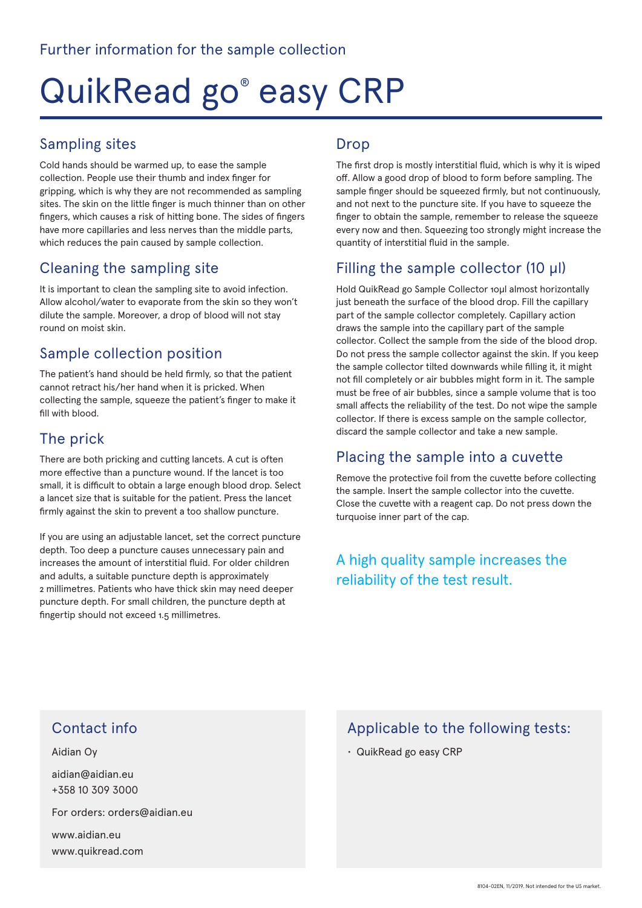Further information for the sample collection

# QuikRead go® easy CRP

## Sampling sites

Cold hands should be warmed up, to ease the sample collection. People use their thumb and index finger for gripping, which is why they are not recommended as sampling sites. The skin on the little finger is much thinner than on other fingers, which causes a risk of hitting bone. The sides of fingers have more capillaries and less nerves than the middle parts, which reduces the pain caused by sample collection.

## Cleaning the sampling site

It is important to clean the sampling site to avoid infection. Allow alcohol/water to evaporate from the skin so they won't dilute the sample. Moreover, a drop of blood will not stay round on moist skin.

## Sample collection position

The patient's hand should be held firmly, so that the patient cannot retract his/her hand when it is pricked. When collecting the sample, squeeze the patient's finger to make it fill with blood.

## The prick

There are both pricking and cutting lancets. A cut is often more effective than a puncture wound. If the lancet is too small, it is difficult to obtain a large enough blood drop. Select a lancet size that is suitable for the patient. Press the lancet firmly against the skin to prevent a too shallow puncture.

If you are using an adjustable lancet, set the correct puncture depth. Too deep a puncture causes unnecessary pain and increases the amount of interstitial fluid. For older children and adults, a suitable puncture depth is approximately 2 millimetres. Patients who have thick skin may need deeper puncture depth. For small children, the puncture depth at fingertip should not exceed 1.5 millimetres.

## Drop

The first drop is mostly interstitial fluid, which is why it is wiped off. Allow a good drop of blood to form before sampling. The sample finger should be squeezed firmly, but not continuously, and not next to the puncture site. If you have to squeeze the finger to obtain the sample, remember to release the squeeze every now and then. Squeezing too strongly might increase the quantity of interstitial fluid in the sample.

## Filling the sample collector (10 µl)

Hold QuikRead go Sample Collector 10µl almost horizontally just beneath the surface of the blood drop. Fill the capillary part of the sample collector completely. Capillary action draws the sample into the capillary part of the sample collector. Collect the sample from the side of the blood drop. Do not press the sample collector against the skin. If you keep the sample collector tilted downwards while filling it, it might not fill completely or air bubbles might form in it. The sample must be free of air bubbles, since a sample volume that is too small affects the reliability of the test. Do not wipe the sample collector. If there is excess sample on the sample collector, discard the sample collector and take a new sample.

## Placing the sample into a cuvette

Remove the protective foil from the cuvette before collecting the sample. Insert the sample collector into the cuvette. Close the cuvette with a reagent cap. Do not press down the turquoise inner part of the cap.

A high quality sample increases the reliability of the test result.

## Contact info

Aidian Oy

aidian@aidian.eu
+358 10 309 3000

For orders: orders@aidian.eu

www.aidian.eu
www.quikread.com

## Applicable to the following tests:

- QuikRead go easy CRP

8104-02EN, 11/2019. Not intended for the US market.